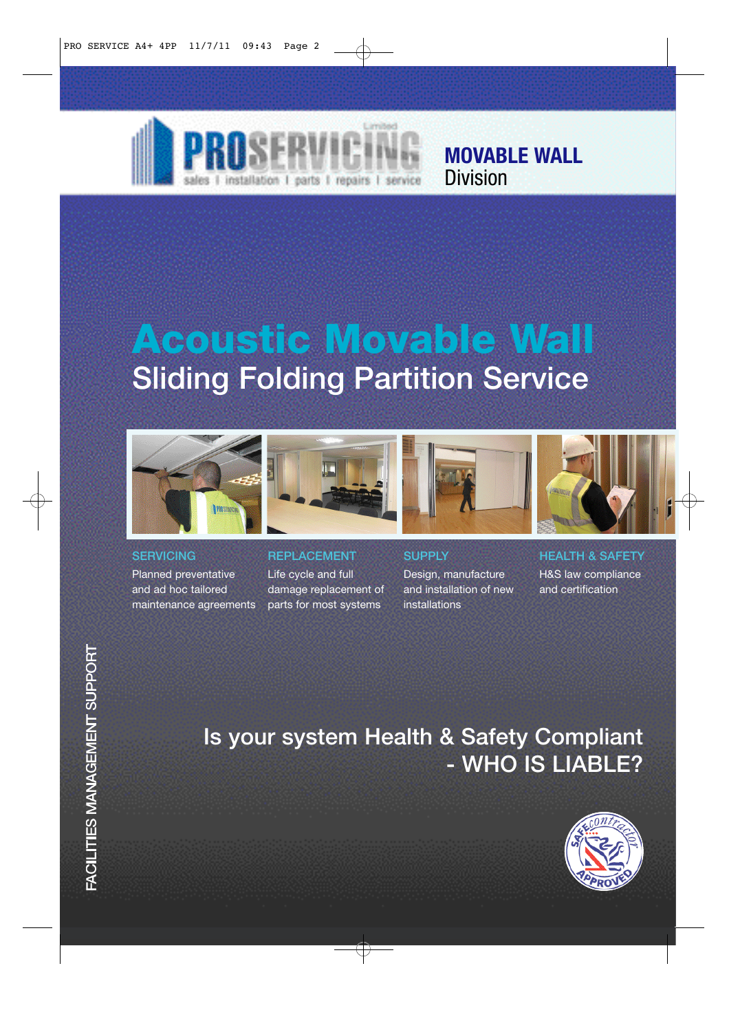PROSERVICING Limited

sales | installation | parts | repairs | service

**MOVABLE WALL** Division

# Acoustic Movable Wall

## Sliding Folding Partition Service

### SERVICING

Planned preventative and ad hoc tailored maintenance agreements

### REPLACEMENT

Life cycle and full damage replacement of parts for most systems

### SUPPLY

Design, manufacture and installation of new installations

### HEALTH & SAFETY

H&S law compliance and certification

FACILITIES MANAGEMENT SUPPORT

## Is your system Health & Safety Compliant - WHO IS LIABLE?

SAFEcontractor APPROVED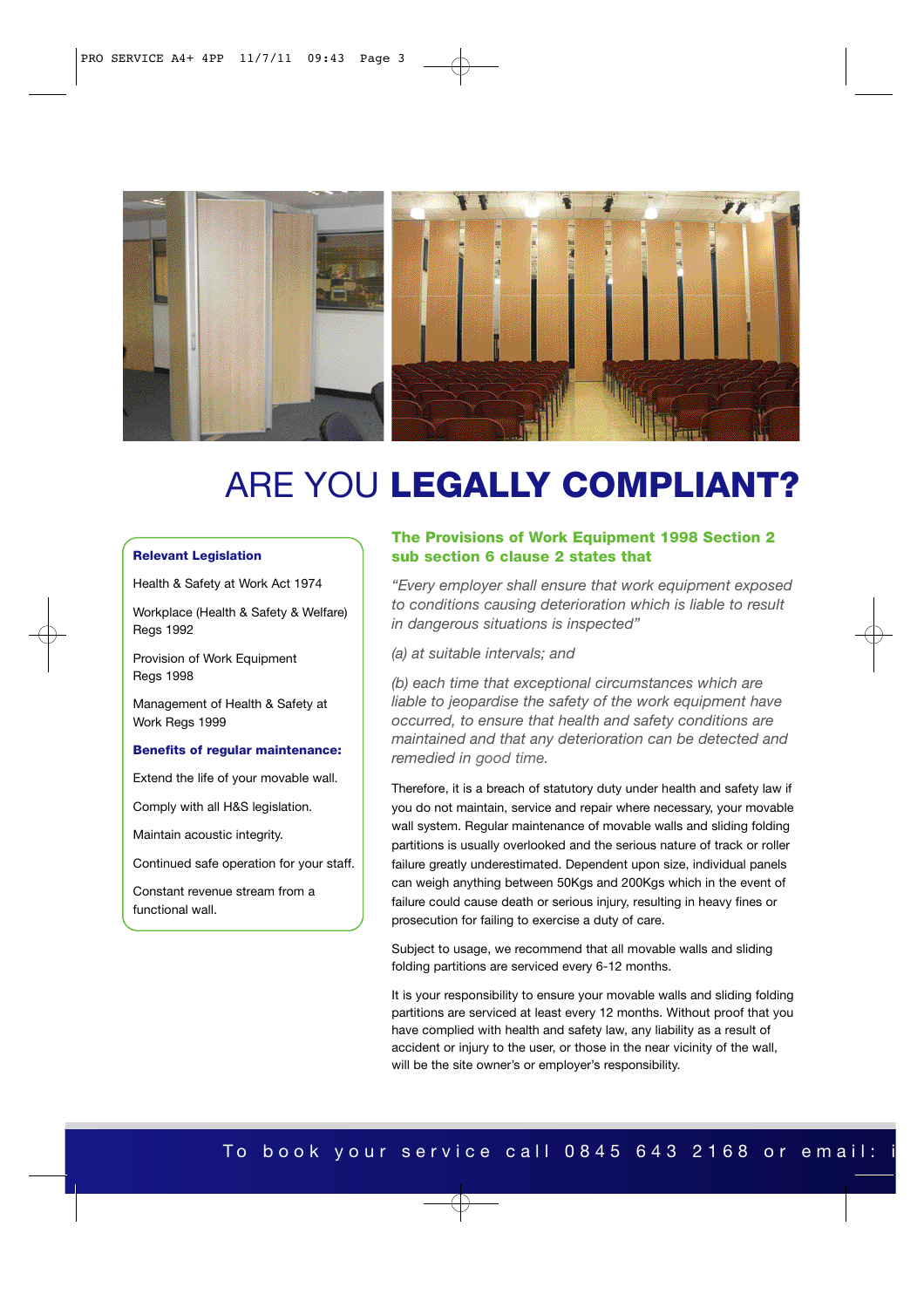# ARE YOU **LEGALLY COMPLIANT?**

**Relevant Legislation**

Health & Safety at Work Act 1974

Workplace (Health & Safety & Welfare) Regs 1992

Provision of Work Equipment Regs 1998

Management of Health & Safety at Work Regs 1999

**Benefits of regular maintenance:**

Extend the life of your movable wall.

Comply with all H&S legislation.

Maintain acoustic integrity.

Continued safe operation for your staff.

Constant revenue stream from a functional wall.

### The Provisions of Work Equipment 1998 Section 2 sub section 6 clause 2 states that

*"Every employer shall ensure that work equipment exposed to conditions causing deterioration which is liable to result in dangerous situations is inspected"*

*(a) at suitable intervals; and*

*(b) each time that exceptional circumstances which are liable to jeopardise the safety of the work equipment have occurred, to ensure that health and safety conditions are maintained and that any deterioration can be detected and remedied in good time.*

Therefore, it is a breach of statutory duty under health and safety law if you do not maintain, service and repair where necessary, your movable wall system. Regular maintenance of movable walls and sliding folding partitions is usually overlooked and the serious nature of track or roller failure greatly underestimated. Dependent upon size, individual panels can weigh anything between 50Kgs and 200Kgs which in the event of failure could cause death or serious injury, resulting in heavy fines or prosecution for failing to exercise a duty of care.

Subject to usage, we recommend that all movable walls and sliding folding partitions are serviced every 6-12 months.

It is your responsibility to ensure your movable walls and sliding folding partitions are serviced at least every 12 months. Without proof that you have complied with health and safety law, any liability as a result of accident or injury to the user, or those in the near vicinity of the wall, will be the site owner's or employer's responsibility.

To book your service call 0845 643 2168 or email: i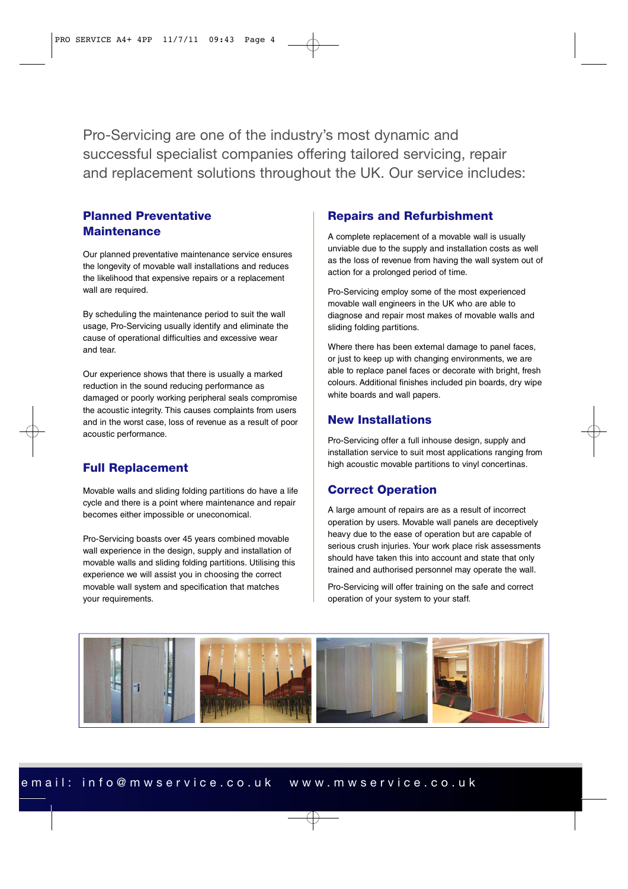Pro-Servicing are one of the industry's most dynamic and successful specialist companies offering tailored servicing, repair and replacement solutions throughout the UK. Our service includes:

## Planned Preventative Maintenance

Our planned preventative maintenance service ensures the longevity of movable wall installations and reduces the likelihood that expensive repairs or a replacement wall are required.

By scheduling the maintenance period to suit the wall usage, Pro-Servicing usually identify and eliminate the cause of operational difficulties and excessive wear and tear.

Our experience shows that there is usually a marked reduction in the sound reducing performance as damaged or poorly working peripheral seals compromise the acoustic integrity. This causes complaints from users and in the worst case, loss of revenue as a result of poor acoustic performance.

## Full Replacement

Movable walls and sliding folding partitions do have a life cycle and there is a point where maintenance and repair becomes either impossible or uneconomical.

Pro-Servicing boasts over 45 years combined movable wall experience in the design, supply and installation of movable walls and sliding folding partitions. Utilising this experience we will assist you in choosing the correct movable wall system and specification that matches your requirements.

## Repairs and Refurbishment

A complete replacement of a movable wall is usually unviable due to the supply and installation costs as well as the loss of revenue from having the wall system out of action for a prolonged period of time.

Pro-Servicing employ some of the most experienced movable wall engineers in the UK who are able to diagnose and repair most makes of movable walls and sliding folding partitions.

Where there has been external damage to panel faces, or just to keep up with changing environments, we are able to replace panel faces or decorate with bright, fresh colours. Additional finishes included pin boards, dry wipe white boards and wall papers.

## New Installations

Pro-Servicing offer a full inhouse design, supply and installation service to suit most applications ranging from high acoustic movable partitions to vinyl concertinas.

## Correct Operation

A large amount of repairs are as a result of incorrect operation by users. Movable wall panels are deceptively heavy due to the ease of operation but are capable of serious crush injuries. Your work place risk assessments should have taken this into account and state that only trained and authorised personnel may operate the wall.

Pro-Servicing will offer training on the safe and correct operation of your system to your staff.

email: info@mwservice.co.uk www.mwservice.co.uk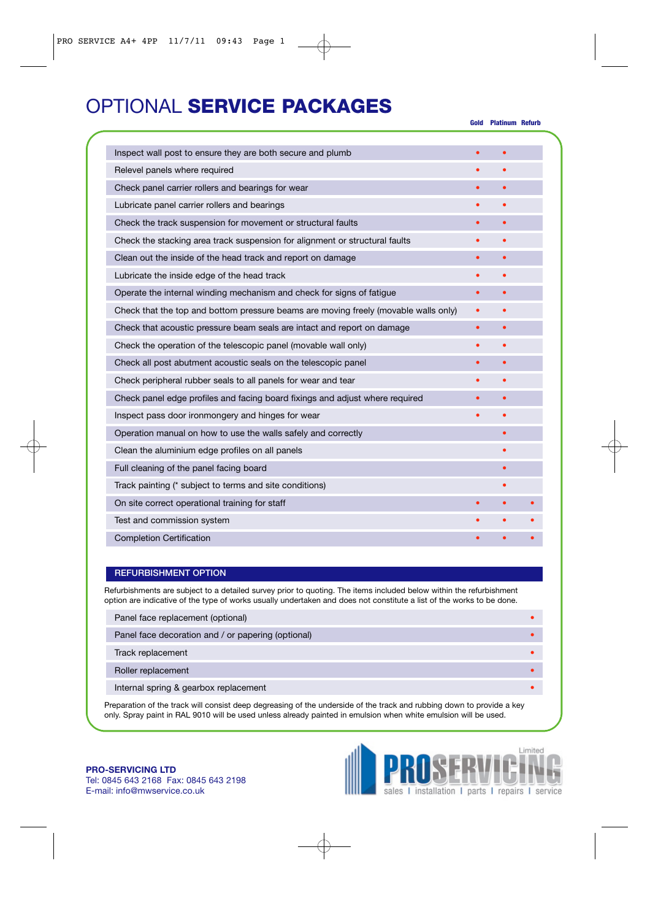# OPTIONAL **SERVICE PACKAGES**

| | Gold | Platinum | Refurb |
|---|---|---|---|
| Inspect wall post to ensure they are both secure and plumb | • | • | |
| Relevel panels where required | • | • | |
| Check panel carrier rollers and bearings for wear | • | • | |
| Lubricate panel carrier rollers and bearings | • | • | |
| Check the track suspension for movement or structural faults | • | • | |
| Check the stacking area track suspension for alignment or structural faults | • | • | |
| Clean out the inside of the head track and report on damage | • | • | |
| Lubricate the inside edge of the head track | • | • | |
| Operate the internal winding mechanism and check for signs of fatigue | • | • | |
| Check that the top and bottom pressure beams are moving freely (movable walls only) | • | • | |
| Check that acoustic pressure beam seals are intact and report on damage | • | • | |
| Check the operation of the telescopic panel (movable wall only) | • | • | |
| Check all post abutment acoustic seals on the telescopic panel | • | • | |
| Check peripheral rubber seals to all panels for wear and tear | • | • | |
| Check panel edge profiles and facing board fixings and adjust where required | • | • | |
| Inspect pass door ironmongery and hinges for wear | • | • | |
| Operation manual on how to use the walls safely and correctly | | • | |
| Clean the aluminium edge profiles on all panels | | • | |
| Full cleaning of the panel facing board | | • | |
| Track painting (* subject to terms and site conditions) | | • | |
| On site correct operational training for staff | • | • | • |
| Test and commission system | • | • | • |
| Completion Certification | • | • | • |

## REFURBISHMENT OPTION

Refurbishments are subject to a detailed survey prior to quoting. The items included below within the refurbishment option are indicative of the type of works usually undertaken and does not constitute a list of the works to be done.

| | Refurb |
|---|---|
| Panel face replacement (optional) | • |
| Panel face decoration and / or papering (optional) | • |
| Track replacement | • |
| Roller replacement | • |
| Internal spring & gearbox replacement | • |

Preparation of the track will consist deep degreasing of the underside of the track and rubbing down to provide a key only. Spray paint in RAL 9010 will be used unless already painted in emulsion when white emulsion will be used.

**PRO-SERVICING LTD**
Tel: 0845 643 2168 Fax: 0845 643 2198
E-mail: info@mwservice.co.uk

PROSERVICING Limited
sales | installation | parts | repairs | service